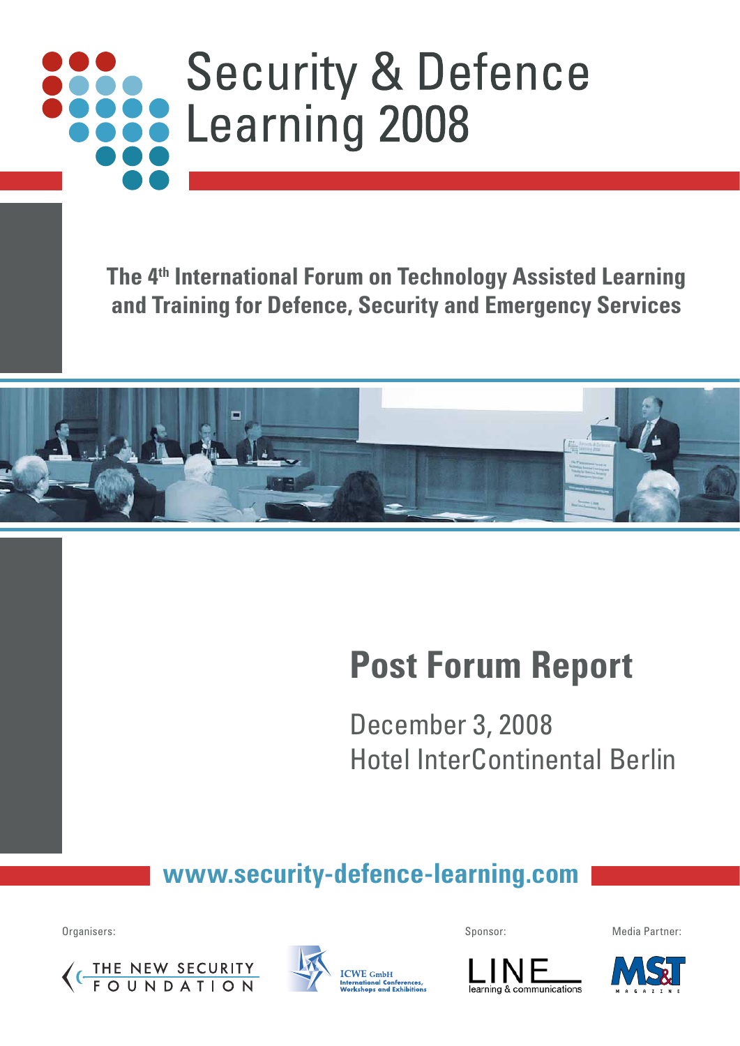# Security & Defence Learning 2008

**The 4th International Forum on Technology Assisted Learning and Training for Defence, Security and Emergency Services**

## Post Forum Report

December 3, 2008
Hotel InterContinental Berlin

**www.security-defence-learning.com**

Organisers:

THE NEW SECURITY FOUNDATION

ICWE GmbH
International Conferences, Workshops and Exhibitions

Sponsor:

LINE learning & communications

Media Partner:

MS&T MAGAZINE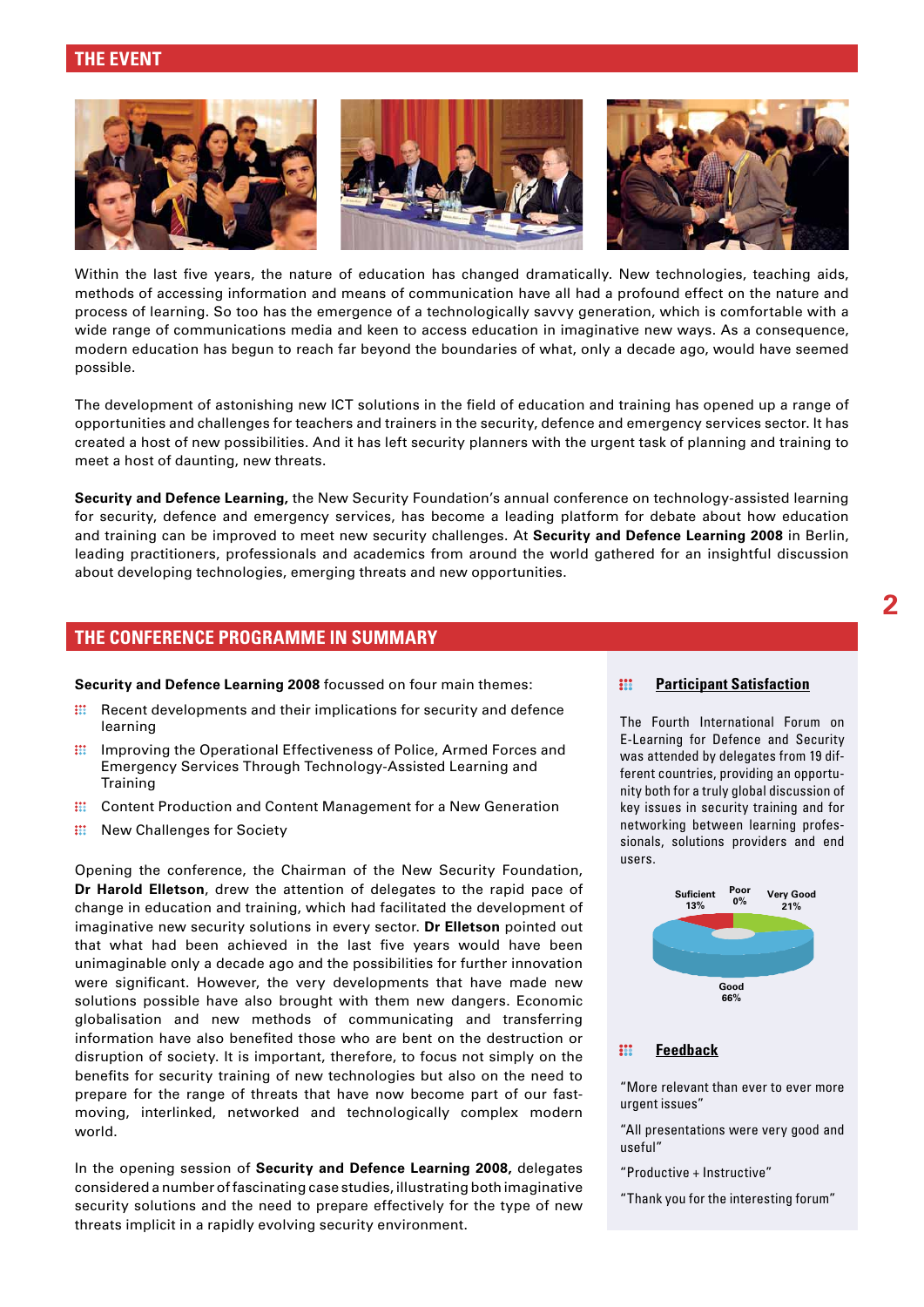## THE EVENT

Within the last five years, the nature of education has changed dramatically. New technologies, teaching aids, methods of accessing information and means of communication have all had a profound effect on the nature and process of learning. So too has the emergence of a technologically savvy generation, which is comfortable with a wide range of communications media and keen to access education in imaginative new ways. As a consequence, modern education has begun to reach far beyond the boundaries of what, only a decade ago, would have seemed possible.

The development of astonishing new ICT solutions in the field of education and training has opened up a range of opportunities and challenges for teachers and trainers in the security, defence and emergency services sector. It has created a host of new possibilities. And it has left security planners with the urgent task of planning and training to meet a host of daunting, new threats.

**Security and Defence Learning,** the New Security Foundation's annual conference on technology-assisted learning for security, defence and emergency services, has become a leading platform for debate about how education and training can be improved to meet new security challenges. At **Security and Defence Learning 2008** in Berlin, leading practitioners, professionals and academics from around the world gathered for an insightful discussion about developing technologies, emerging threats and new opportunities.

## THE CONFERENCE PROGRAMME IN SUMMARY

**Security and Defence Learning 2008** focussed on four main themes:

- Recent developments and their implications for security and defence learning
- Improving the Operational Effectiveness of Police, Armed Forces and Emergency Services Through Technology-Assisted Learning and Training
- Content Production and Content Management for a New Generation
- New Challenges for Society

Opening the conference, the Chairman of the New Security Foundation, **Dr Harold Elletson**, drew the attention of delegates to the rapid pace of change in education and training, which had facilitated the development of imaginative new security solutions in every sector. **Dr Elletson** pointed out that what had been achieved in the last five years would have been unimaginable only a decade ago and the possibilities for further innovation were significant. However, the very developments that have made new solutions possible have also brought with them new dangers. Economic globalisation and new methods of communicating and transferring information have also benefited those who are bent on the destruction or disruption of society. It is important, therefore, to focus not simply on the benefits for security training of new technologies but also on the need to prepare for the range of threats that have now become part of our fast-moving, interlinked, networked and technologically complex modern world.

In the opening session of **Security and Defence Learning 2008,** delegates considered a number of fascinating case studies, illustrating both imaginative security solutions and the need to prepare effectively for the type of new threats implicit in a rapidly evolving security environment.

### Participant Satisfaction

The Fourth International Forum on E-Learning for Defence and Security was attended by delegates from 19 different countries, providing an opportunity both for a truly global discussion of key issues in security training and for networking between learning professionals, solutions providers and end users.

| Rating | Share |
|---|---|
| Suficient | 13% |
| Poor | 0% |
| Very Good | 21% |
| Good | 66% |

### Feedback

"More relevant than ever to ever more urgent issues"

"All presentations were very good and useful"

"Productive + Instructive"

"Thank you for the interesting forum"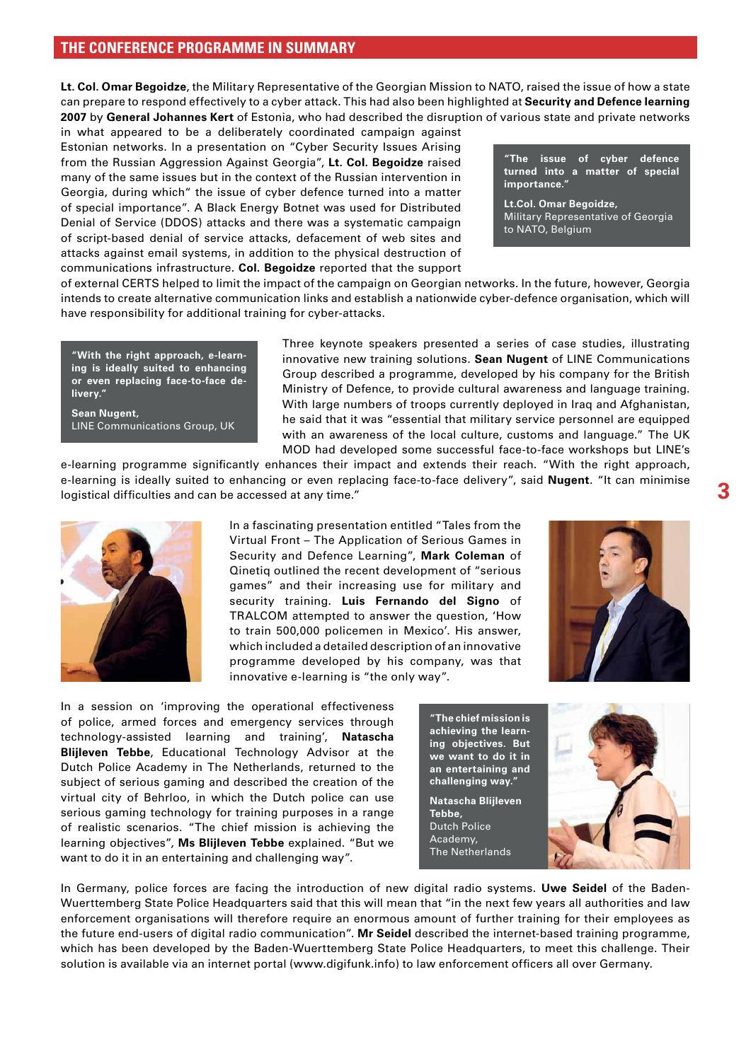## THE CONFERENCE PROGRAMME IN SUMMARY

**Lt. Col. Omar Begoidze**, the Military Representative of the Georgian Mission to NATO, raised the issue of how a state can prepare to respond effectively to a cyber attack. This had also been highlighted at **Security and Defence learning 2007** by **General Johannes Kert** of Estonia, who had described the disruption of various state and private networks in what appeared to be a deliberately coordinated campaign against Estonian networks. In a presentation on "Cyber Security Issues Arising from the Russian Aggression Against Georgia", **Lt. Col. Begoidze** raised many of the same issues but in the context of the Russian intervention in Georgia, during which" the issue of cyber defence turned into a matter of special importance". A Black Energy Botnet was used for Distributed Denial of Service (DDOS) attacks and there was a systematic campaign of script-based denial of service attacks, defacement of web sites and attacks against email systems, in addition to the physical destruction of communications infrastructure. **Col. Begoidze** reported that the support of external CERTS helped to limit the impact of the campaign on Georgian networks. In the future, however, Georgia intends to create alternative communication links and establish a nationwide cyber-defence organisation, which will have responsibility for additional training for cyber-attacks.

> **"The issue of cyber defence turned into a matter of special importance."**
>
> **Lt.Col. Omar Begoidze,**
> Military Representative of Georgia to NATO, Belgium

> **"With the right approach, e-learning is ideally suited to enhancing or even replacing face-to-face delivery."**
>
> **Sean Nugent,**
> LINE Communications Group, UK

Three keynote speakers presented a series of case studies, illustrating innovative new training solutions. **Sean Nugent** of LINE Communications Group described a programme, developed by his company for the British Ministry of Defence, to provide cultural awareness and language training. With large numbers of troops currently deployed in Iraq and Afghanistan, he said that it was "essential that military service personnel are equipped with an awareness of the local culture, customs and language." The UK MOD had developed some successful face-to-face workshops but LINE's e-learning programme significantly enhances their impact and extends their reach. "With the right approach, e-learning is ideally suited to enhancing or even replacing face-to-face delivery", said **Nugent**. "It can minimise logistical difficulties and can be accessed at any time."

In a fascinating presentation entitled "Tales from the Virtual Front – The Application of Serious Games in Security and Defence Learning", **Mark Coleman** of Qinetiq outlined the recent development of "serious games" and their increasing use for military and security training. **Luis Fernando del Signo** of TRALCOM attempted to answer the question, 'How to train 500,000 policemen in Mexico'. His answer, which included a detailed description of an innovative programme developed by his company, was that innovative e-learning is "the only way".

In a session on 'improving the operational effectiveness of police, armed forces and emergency services through technology-assisted learning and training', **Natascha Blijleven Tebbe**, Educational Technology Advisor at the Dutch Police Academy in The Netherlands, returned to the subject of serious gaming and described the creation of the virtual city of Behrloo, in which the Dutch police can use serious gaming technology for training purposes in a range of realistic scenarios. "The chief mission is achieving the learning objectives", **Ms Blijleven Tebbe** explained. "But we want to do it in an entertaining and challenging way".

> **"The chief mission is achieving the learning objectives. But we want to do it in an entertaining and challenging way."**
>
> **Natascha Blijleven Tebbe,**
> Dutch Police Academy,
> The Netherlands

In Germany, police forces are facing the introduction of new digital radio systems. **Uwe Seidel** of the Baden-Wuerttemberg State Police Headquarters said that this will mean that "in the next few years all authorities and law enforcement organisations will therefore require an enormous amount of further training for their employees as the future end-users of digital radio communication." **Mr Seidel** described the internet-based training programme, which has been developed by the Baden-Wuerttemberg State Police Headquarters, to meet this challenge. Their solution is available via an internet portal (www.digifunk.info) to law enforcement officers all over Germany.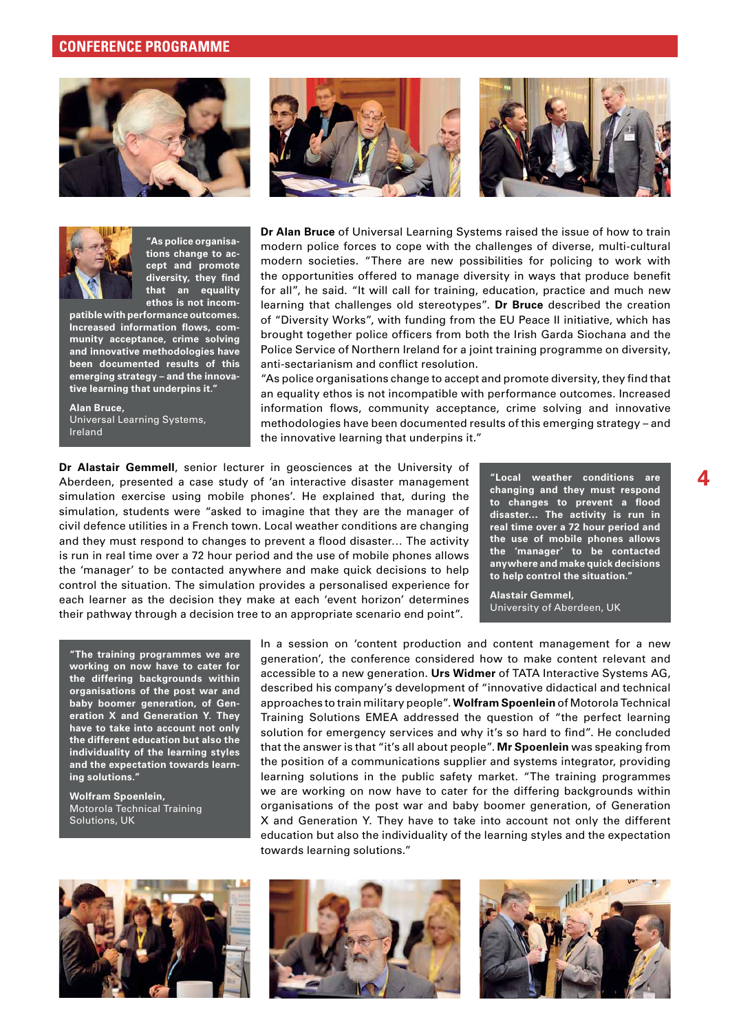## CONFERENCE PROGRAMME

**"As police organisations change to accept and promote diversity, they find that an equality ethos is not incompatible with performance outcomes. Increased information flows, community acceptance, crime solving and innovative methodologies have been documented results of this emerging strategy – and the innovative learning that underpins it."**

**Alan Bruce,**
Universal Learning Systems, Ireland

**Dr Alan Bruce** of Universal Learning Systems raised the issue of how to train modern police forces to cope with the challenges of diverse, multi-cultural modern societies. "There are new possibilities for policing to work with the opportunities offered to manage diversity in ways that produce benefit for all", he said. "It will call for training, education, practice and much new learning that challenges old stereotypes". **Dr Bruce** described the creation of "Diversity Works", with funding from the EU Peace II initiative, which has brought together police officers from both the Irish Garda Siochana and the Police Service of Northern Ireland for a joint training programme on diversity, anti-sectarianism and conflict resolution.

"As police organisations change to accept and promote diversity, they find that an equality ethos is not incompatible with performance outcomes. Increased information flows, community acceptance, crime solving and innovative methodologies have been documented results of this emerging strategy – and the innovative learning that underpins it."

**Dr Alastair Gemmell**, senior lecturer in geosciences at the University of Aberdeen, presented a case study of 'an interactive disaster management simulation exercise using mobile phones'. He explained that, during the simulation, students were "asked to imagine that they are the manager of civil defence utilities in a French town. Local weather conditions are changing and they must respond to changes to prevent a flood disaster... The activity is run in real time over a 72 hour period and the use of mobile phones allows the 'manager' to be contacted anywhere and make quick decisions to help control the situation. The simulation provides a personalised experience for each learner as the decision they make at each 'event horizon' determines their pathway through a decision tree to an appropriate scenario end point".

**"Local weather conditions are changing and they must respond to changes to prevent a flood disaster... The activity is run in real time over a 72 hour period and the use of mobile phones allows the 'manager' to be contacted anywhere and make quick decisions to help control the situation."**

**Alastair Gemmel,**
University of Aberdeen, UK

**"The training programmes we are working on now have to cater for the differing backgrounds within organisations of the post war and baby boomer generation, of Generation X and Generation Y. They have to take into account not only the different education but also the individuality of the learning styles and the expectation towards learning solutions."**

**Wolfram Spoenlein,**
Motorola Technical Training Solutions, UK

In a session on 'content production and content management for a new generation', the conference considered how to make content relevant and accessible to a new generation. **Urs Widmer** of TATA Interactive Systems AG, described his company's development of "innovative didactical and technical approaches to train military people". **Wolfram Spoenlein** of Motorola Technical Training Solutions EMEA addressed the question of "the perfect learning solution for emergency services and why it's so hard to find". He concluded that the answer is that "it's all about people". **Mr Spoenlein** was speaking from the position of a communications supplier and systems integrator, providing learning solutions in the public safety market. "The training programmes we are working on now have to cater for the differing backgrounds within organisations of the post war and baby boomer generation, of Generation X and Generation Y. They have to take into account not only the different education but also the individuality of the learning styles and the expectation towards learning solutions."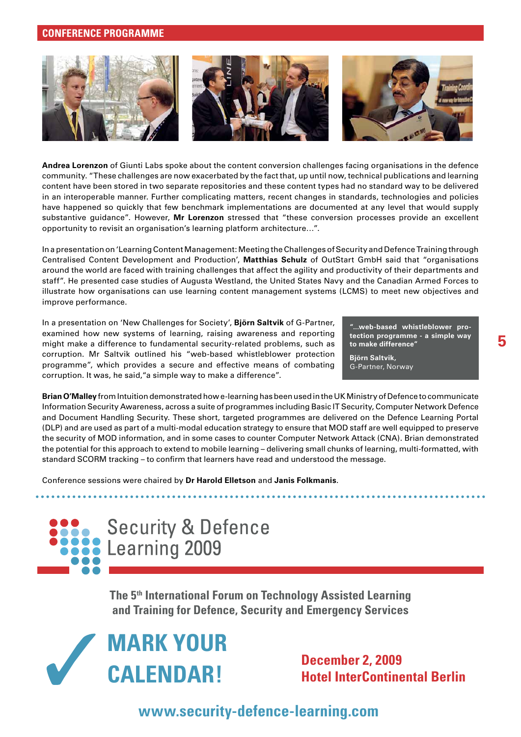## CONFERENCE PROGRAMME

**Andrea Lorenzon** of Giunti Labs spoke about the content conversion challenges facing organisations in the defence community. "These challenges are now exacerbated by the fact that, up until now, technical publications and learning content have been stored in two separate repositories and these content types had no standard way to be delivered in an interoperable manner. Further complicating matters, recent changes in standards, technologies and policies have happened so quickly that few benchmark implementations are documented at any level that would supply substantive guidance". However, **Mr Lorenzon** stressed that "these conversion processes provide an excellent opportunity to revisit an organisation's learning platform architecture…".

In a presentation on 'Learning Content Management: Meeting the Challenges of Security and Defence Training through Centralised Content Development and Production', **Matthias Schulz** of OutStart GmbH said that "organisations around the world are faced with training challenges that affect the agility and productivity of their departments and staff". He presented case studies of Augusta Westland, the United States Navy and the Canadian Armed Forces to illustrate how organisations can use learning content management systems (LCMS) to meet new objectives and improve performance.

In a presentation on 'New Challenges for Society', **Björn Saltvik** of G-Partner, examined how new systems of learning, raising awareness and reporting might make a difference to fundamental security-related problems, such as corruption. Mr Saltvik outlined his "web-based whistleblower protection programme", which provides a secure and effective means of combating corruption. It was, he said,"a simple way to make a difference".

> **"…web-based whistleblower protection programme - a simple way to make difference"**
>
> **Björn Saltvik,**
> G-Partner, Norway

**Brian O'Malley** from Intuition demonstrated how e-learning has been used in the UK Ministry of Defence to communicate Information Security Awareness, across a suite of programmes including Basic IT Security, Computer Network Defence and Document Handling Security. These short, targeted programmes are delivered on the Defence Learning Portal (DLP) and are used as part of a multi-modal education strategy to ensure that MOD staff are well equipped to preserve the security of MOD information, and in some cases to counter Computer Network Attack (CNA). Brian demonstrated the potential for this approach to extend to mobile learning – delivering small chunks of learning, multi-formatted, with standard SCORM tracking – to confirm that learners have read and understood the message.

Conference sessions were chaired by **Dr Harold Elletson** and **Janis Folkmanis**.

---

# Security & Defence Learning 2009

**The 5th International Forum on Technology Assisted Learning and Training for Defence, Security and Emergency Services**

## MARK YOUR CALENDAR!

**December 2, 2009**
**Hotel InterContinental Berlin**

**www.security-defence-learning.com**